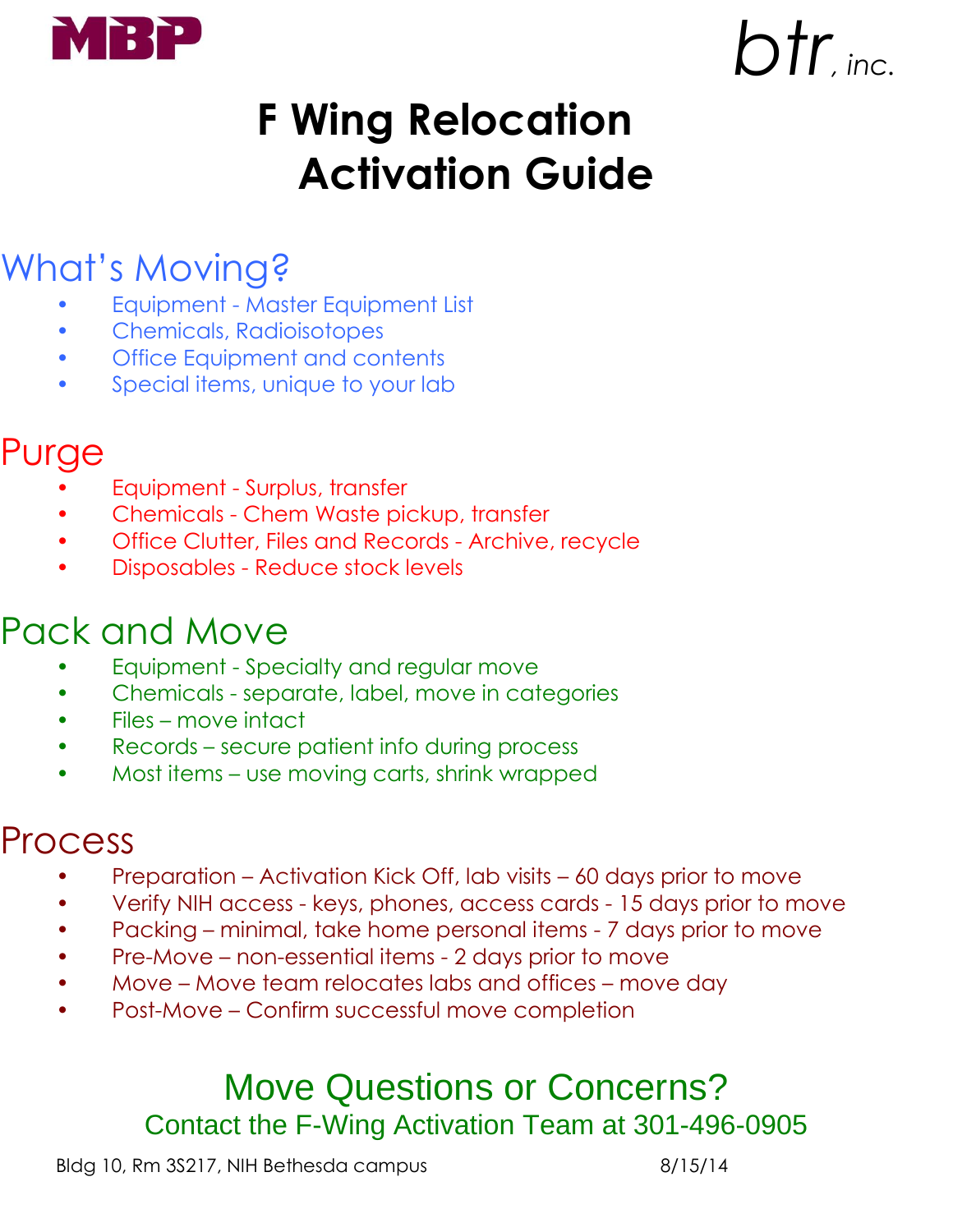MBP

btr, inc.

# F Wing Relocation Activation Guide

## What's Moving?

- Equipment - Master Equipment List
- Chemicals, Radioisotopes
- Office Equipment and contents
- Special items, unique to your lab

## Purge

- Equipment - Surplus, transfer
- Chemicals - Chem Waste pickup, transfer
- Office Clutter, Files and Records - Archive, recycle
- Disposables - Reduce stock levels

## Pack and Move

- Equipment - Specialty and regular move
- Chemicals - separate, label, move in categories
- Files – move intact
- Records – secure patient info during process
- Most items – use moving carts, shrink wrapped

## Process

- Preparation – Activation Kick Off, lab visits – 60 days prior to move
- Verify NIH access - keys, phones, access cards - 15 days prior to move
- Packing – minimal, take home personal items - 7 days prior to move
- Pre-Move – non-essential items - 2 days prior to move
- Move – Move team relocates labs and offices – move day
- Post-Move – Confirm successful move completion

## Move Questions or Concerns?

Contact the F-Wing Activation Team at 301-496-0905

Bldg 10, Rm 3S217, NIH Bethesda campus 8/15/14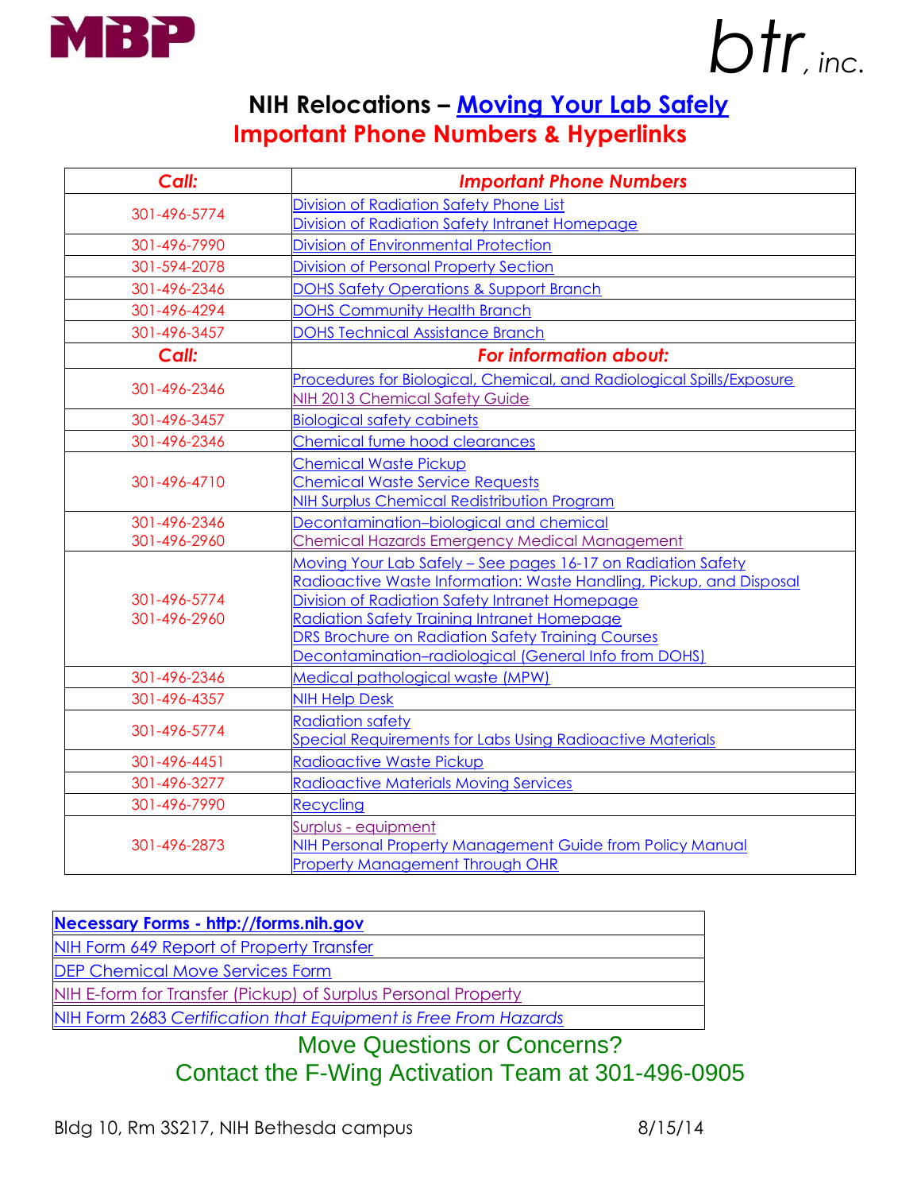MBP

btr, inc.

# NIH Relocations – Moving Your Lab Safely

## Important Phone Numbers & Hyperlinks

| Call: | Important Phone Numbers |
|---|---|
| 301-496-5774 | Division of Radiation Safety Phone List<br>Division of Radiation Safety Intranet Homepage |
| 301-496-7990 | Division of Environmental Protection |
| 301-594-2078 | Division of Personal Property Section |
| 301-496-2346 | DOHS Safety Operations & Support Branch |
| 301-496-4294 | DOHS Community Health Branch |
| 301-496-3457 | DOHS Technical Assistance Branch |
| **Call:** | **For information about:** |
| 301-496-2346 | Procedures for Biological, Chemical, and Radiological Spills/Exposure<br>NIH 2013 Chemical Safety Guide |
| 301-496-3457 | Biological safety cabinets |
| 301-496-2346 | Chemical fume hood clearances |
| 301-496-4710 | Chemical Waste Pickup<br>Chemical Waste Service Requests<br>NIH Surplus Chemical Redistribution Program |
| 301-496-2346<br>301-496-2960 | Decontamination–biological and chemical<br>Chemical Hazards Emergency Medical Management |
| 301-496-5774<br>301-496-2960 | Moving Your Lab Safely – See pages 16-17 on Radiation Safety<br>Radioactive Waste Information: Waste Handling, Pickup, and Disposal<br>Division of Radiation Safety Intranet Homepage<br>Radiation Safety Training Intranet Homepage<br>DRS Brochure on Radiation Safety Training Courses<br>Decontamination–radiological (General Info from DOHS) |
| 301-496-2346 | Medical pathological waste (MPW) |
| 301-496-4357 | NIH Help Desk |
| 301-496-5774 | Radiation safety<br>Special Requirements for Labs Using Radioactive Materials |
| 301-496-4451 | Radioactive Waste Pickup |
| 301-496-3277 | Radioactive Materials Moving Services |
| 301-496-7990 | Recycling |
| 301-496-2873 | Surplus - equipment<br>NIH Personal Property Management Guide from Policy Manual<br>Property Management Through OHR |

| **Necessary Forms - http://forms.nih.gov** |
|---|
| NIH Form 649 Report of Property Transfer |
| DEP Chemical Move Services Form |
| NIH E-form for Transfer (Pickup) of Surplus Personal Property |
| NIH Form 2683 *Certification that Equipment is Free From Hazards* |

Move Questions or Concerns?
Contact the F-Wing Activation Team at 301-496-0905

Bldg 10, Rm 3S217, NIH Bethesda campus 8/15/14